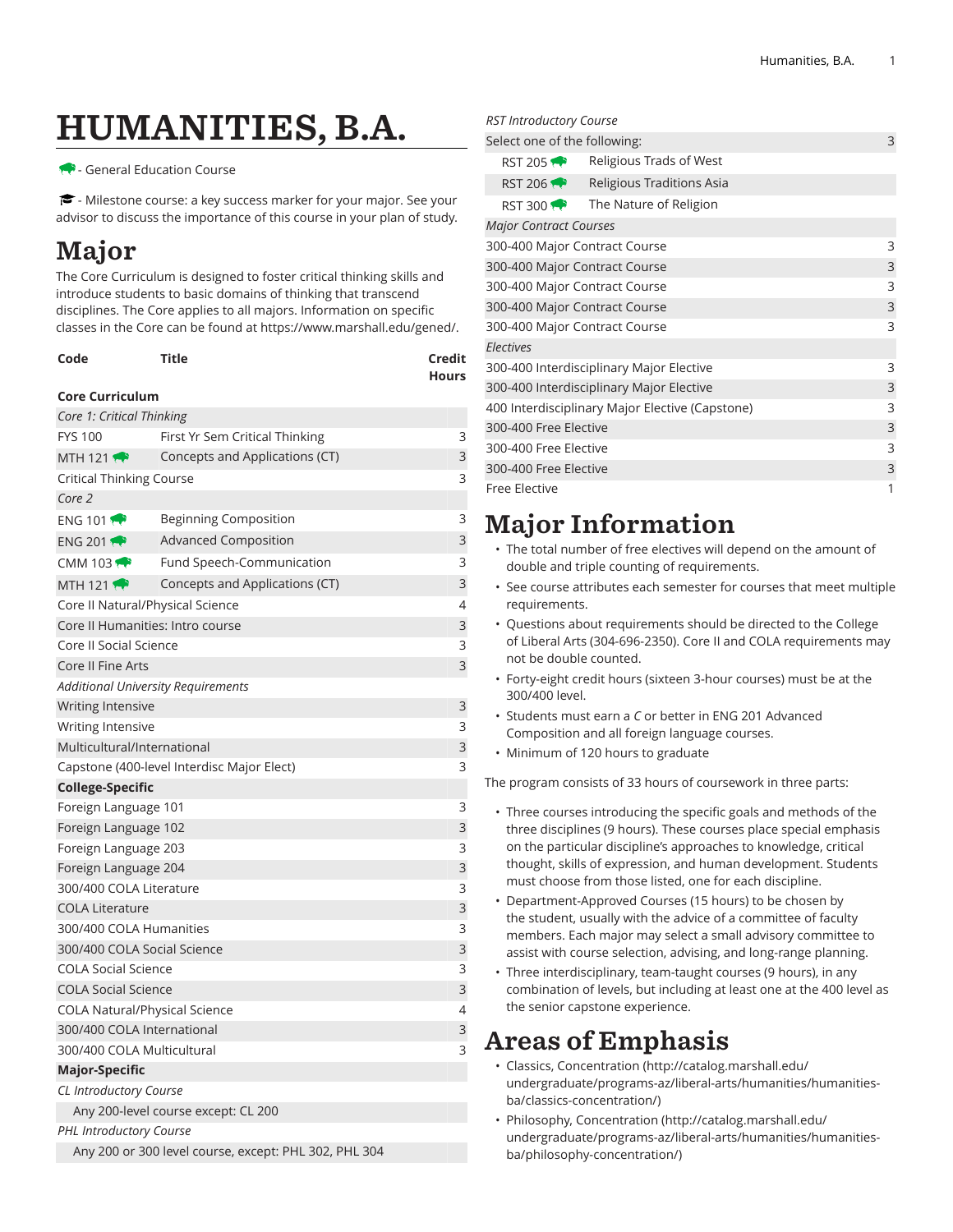# HUMANITIES, B.A.

- General Education Course

- Milestone course: a key success marker for your major. See your advisor to discuss the importance of this course in your plan of study.

## Major

The Core Curriculum is designed to foster critical thinking skills and introduce students to basic domains of thinking that transcend disciplines. The Core applies to all majors. Information on specific classes in the Core can be found at https://www.marshall.edu/gened/.

| Code | Title | Credit Hours |
|---|---|---|
| **Core Curriculum** | | |
| *Core 1: Critical Thinking* | | |
| FYS 100 | First Yr Sem Critical Thinking | 3 |
| MTH 121 | Concepts and Applications (CT) | 3 |
| Critical Thinking Course | | 3 |
| *Core 2* | | |
| ENG 101 | Beginning Composition | 3 |
| ENG 201 | Advanced Composition | 3 |
| CMM 103 | Fund Speech-Communication | 3 |
| MTH 121 | Concepts and Applications (CT) | 3 |
| Core II Natural/Physical Science | | 4 |
| Core II Humanities: Intro course | | 3 |
| Core II Social Science | | 3 |
| Core II Fine Arts | | 3 |
| *Additional University Requirements* | | |
| Writing Intensive | | 3 |
| Writing Intensive | | 3 |
| Multicultural/International | | 3 |
| Capstone (400-level Interdisc Major Elect) | | 3 |
| **College-Specific** | | |
| Foreign Language 101 | | 3 |
| Foreign Language 102 | | 3 |
| Foreign Language 203 | | 3 |
| Foreign Language 204 | | 3 |
| 300/400 COLA Literature | | 3 |
| COLA Literature | | 3 |
| 300/400 COLA Humanities | | 3 |
| 300/400 COLA Social Science | | 3 |
| COLA Social Science | | 3 |
| COLA Social Science | | 3 |
| COLA Natural/Physical Science | | 4 |
| 300/400 COLA International | | 3 |
| 300/400 COLA Multicultural | | 3 |
| **Major-Specific** | | |
| *CL Introductory Course* | | |
| Any 200-level course except: CL 200 | | |
| *PHL Introductory Course* | | |
| Any 200 or 300 level course, except: PHL 302, PHL 304 | | |
| *RST Introductory Course* | | |
| Select one of the following: | | 3 |
| RST 205 | Religious Trads of West | |
| RST 206 | Religious Traditions Asia | |
| RST 300 | The Nature of Religion | |
| *Major Contract Courses* | | |
| 300-400 Major Contract Course | | 3 |
| 300-400 Major Contract Course | | 3 |
| 300-400 Major Contract Course | | 3 |
| 300-400 Major Contract Course | | 3 |
| 300-400 Major Contract Course | | 3 |
| *Electives* | | |
| 300-400 Interdisciplinary Major Elective | | 3 |
| 300-400 Interdisciplinary Major Elective | | 3 |
| 400 Interdisciplinary Major Elective (Capstone) | | 3 |
| 300-400 Free Elective | | 3 |
| 300-400 Free Elective | | 3 |
| 300-400 Free Elective | | 3 |
| Free Elective | | 1 |

## Major Information

- The total number of free electives will depend on the amount of double and triple counting of requirements.
- See course attributes each semester for courses that meet multiple requirements.
- Questions about requirements should be directed to the College of Liberal Arts (304-696-2350). Core II and COLA requirements may not be double counted.
- Forty-eight credit hours (sixteen 3-hour courses) must be at the 300/400 level.
- Students must earn a *C* or better in ENG 201 Advanced Composition and all foreign language courses.
- Minimum of 120 hours to graduate

The program consists of 33 hours of coursework in three parts:

- Three courses introducing the specific goals and methods of the three disciplines (9 hours). These courses place special emphasis on the particular discipline's approaches to knowledge, critical thought, skills of expression, and human development. Students must choose from those listed, one for each discipline.
- Department-Approved Courses (15 hours) to be chosen by the student, usually with the advice of a committee of faculty members. Each major may select a small advisory committee to assist with course selection, advising, and long-range planning.
- Three interdisciplinary, team-taught courses (9 hours), in any combination of levels, but including at least one at the 400 level as the senior capstone experience.

## Areas of Emphasis

- Classics, Concentration (http://catalog.marshall.edu/undergraduate/programs-az/liberal-arts/humanities/humanities-ba/classics-concentration/)
- Philosophy, Concentration (http://catalog.marshall.edu/undergraduate/programs-az/liberal-arts/humanities/humanities-ba/philosophy-concentration/)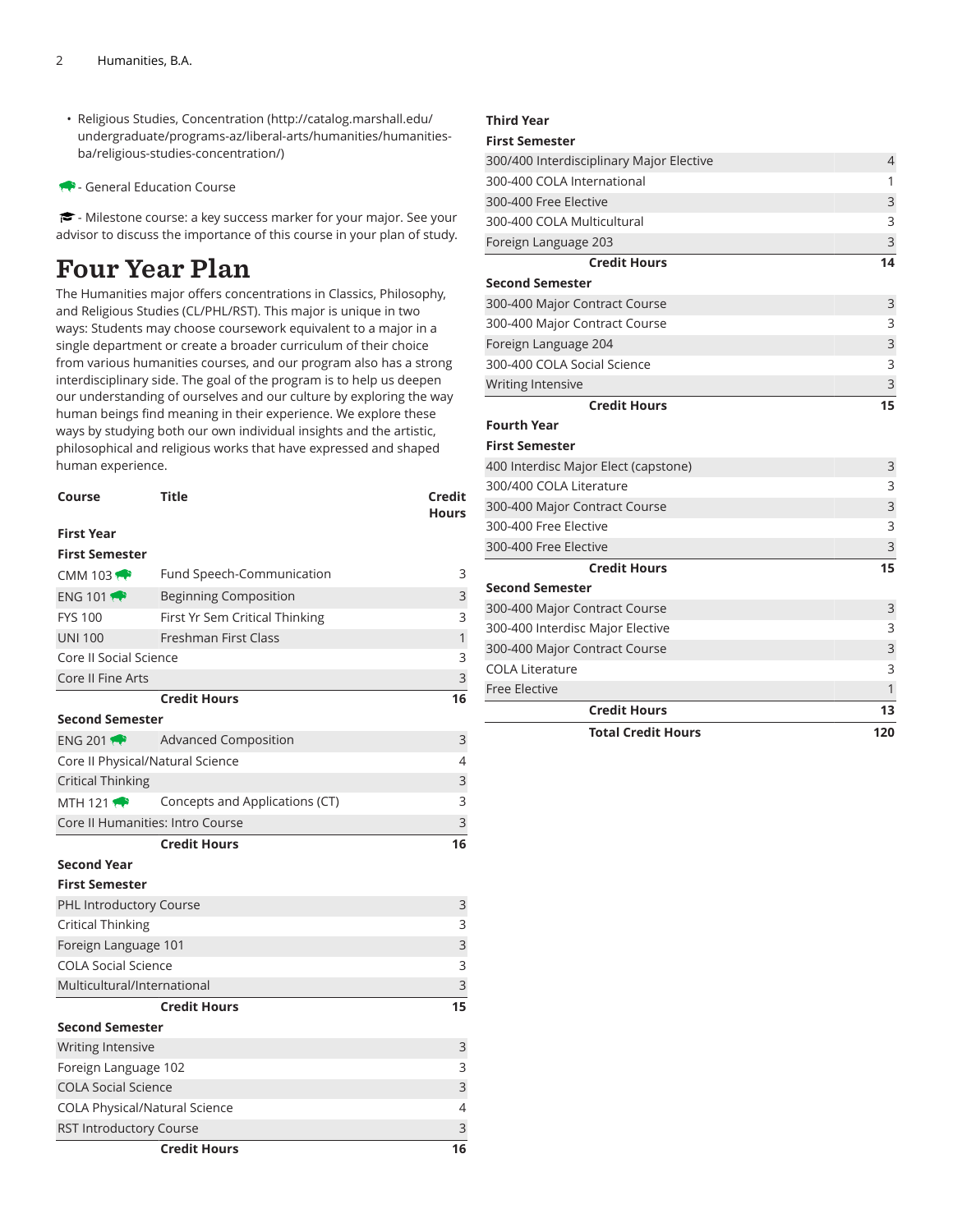- Religious Studies, Concentration (http://catalog.marshall.edu/undergraduate/programs-az/liberal-arts/humanities/humanities-ba/religious-studies-concentration/)

🦬 - General Education Course

🎓 - Milestone course: a key success marker for your major. See your advisor to discuss the importance of this course in your plan of study.

# Four Year Plan

The Humanities major offers concentrations in Classics, Philosophy, and Religious Studies (CL/PHL/RST). This major is unique in two ways: Students may choose coursework equivalent to a major in a single department or create a broader curriculum of their choice from various humanities courses, and our program also has a strong interdisciplinary side. The goal of the program is to help us deepen our understanding of ourselves and our culture by exploring the way human beings find meaning in their experience. We explore these ways by studying both our own individual insights and the artistic, philosophical and religious works that have expressed and shaped human experience.

| Course | Title | Credit Hours |
|---|---|---|
| **First Year** | | |
| **First Semester** | | |
| CMM 103 🦬 | Fund Speech-Communication | 3 |
| ENG 101 🦬 | Beginning Composition | 3 |
| FYS 100 | First Yr Sem Critical Thinking | 3 |
| UNI 100 | Freshman First Class | 1 |
| Core II Social Science | | 3 |
| Core II Fine Arts | | 3 |
| | **Credit Hours** | **16** |
| **Second Semester** | | |
| ENG 201 🦬 | Advanced Composition | 3 |
| Core II Physical/Natural Science | | 4 |
| Critical Thinking | | 3 |
| MTH 121 🦬 | Concepts and Applications (CT) | 3 |
| Core II Humanities: Intro Course | | 3 |
| | **Credit Hours** | **16** |
| **Second Year** | | |
| **First Semester** | | |
| PHL Introductory Course | | 3 |
| Critical Thinking | | 3 |
| Foreign Language 101 | | 3 |
| COLA Social Science | | 3 |
| Multicultural/International | | 3 |
| | **Credit Hours** | **15** |
| **Second Semester** | | |
| Writing Intensive | | 3 |
| Foreign Language 102 | | 3 |
| COLA Social Science | | 3 |
| COLA Physical/Natural Science | | 4 |
| RST Introductory Course | | 3 |
| | **Credit Hours** | **16** |
| **Third Year** | | |
| **First Semester** | | |
| 300/400 Interdisciplinary Major Elective | | 4 |
| 300-400 COLA International | | 1 |
| 300-400 Free Elective | | 3 |
| 300-400 COLA Multicultural | | 3 |
| Foreign Language 203 | | 3 |
| | **Credit Hours** | **14** |
| **Second Semester** | | |
| 300-400 Major Contract Course | | 3 |
| 300-400 Major Contract Course | | 3 |
| Foreign Language 204 | | 3 |
| 300-400 COLA Social Science | | 3 |
| Writing Intensive | | 3 |
| | **Credit Hours** | **15** |
| **Fourth Year** | | |
| **First Semester** | | |
| 400 Interdisc Major Elect (capstone) | | 3 |
| 300/400 COLA Literature | | 3 |
| 300-400 Major Contract Course | | 3 |
| 300-400 Free Elective | | 3 |
| 300-400 Free Elective | | 3 |
| | **Credit Hours** | **15** |
| **Second Semester** | | |
| 300-400 Major Contract Course | | 3 |
| 300-400 Interdisc Major Elective | | 3 |
| 300-400 Major Contract Course | | 3 |
| COLA Literature | | 3 |
| Free Elective | | 1 |
| | **Credit Hours** | **13** |
| | **Total Credit Hours** | **120** |